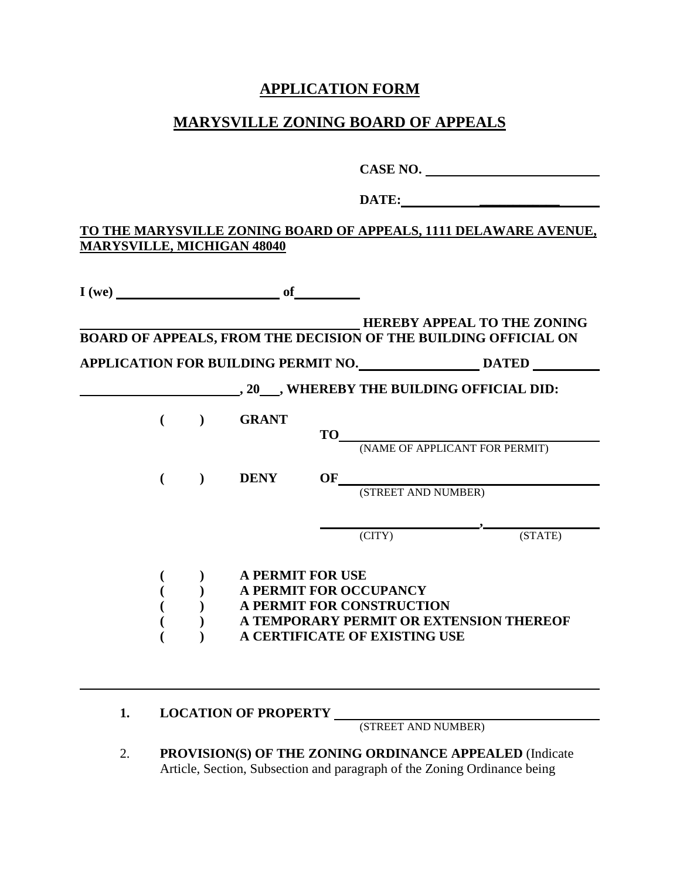# APPLICATION FORM

## MARYSVILLE ZONING BOARD OF APPEALS

**CASE NO.** ____________________

**DATE:** ____________________

**TO THE MARYSVILLE ZONING BOARD OF APPEALS, 1111 DELAWARE AVENUE, MARYSVILLE, MICHIGAN 48040**

**I (we)** ____________________ **of** __________

____________________________________ **HEREBY APPEAL TO THE ZONING BOARD OF APPEALS, FROM THE DECISION OF THE BUILDING OFFICIAL ON**

**APPLICATION FOR BUILDING PERMIT NO.** ______________ **DATED** __________

____________________**, 20**___**, WHEREBY THE BUILDING OFFICIAL DID:**

( ) **GRANT** &nbsp;&nbsp; **TO** ______________________________
(NAME OF APPLICANT FOR PERMIT)

( ) **DENY** &nbsp;&nbsp; **OF** ______________________________
(STREET AND NUMBER)

____________________, ______________
(CITY) (STATE)

( ) **A PERMIT FOR USE**
( ) **A PERMIT FOR OCCUPANCY**
( ) **A PERMIT FOR CONSTRUCTION**
( ) **A TEMPORARY PERMIT OR EXTENSION THEREOF**
( ) **A CERTIFICATE OF EXISTING USE**

---

1. **LOCATION OF PROPERTY** ______________________________
(STREET AND NUMBER)

2. **PROVISION(S) OF THE ZONING ORDINANCE APPEALED** (Indicate Article, Section, Subsection and paragraph of the Zoning Ordinance being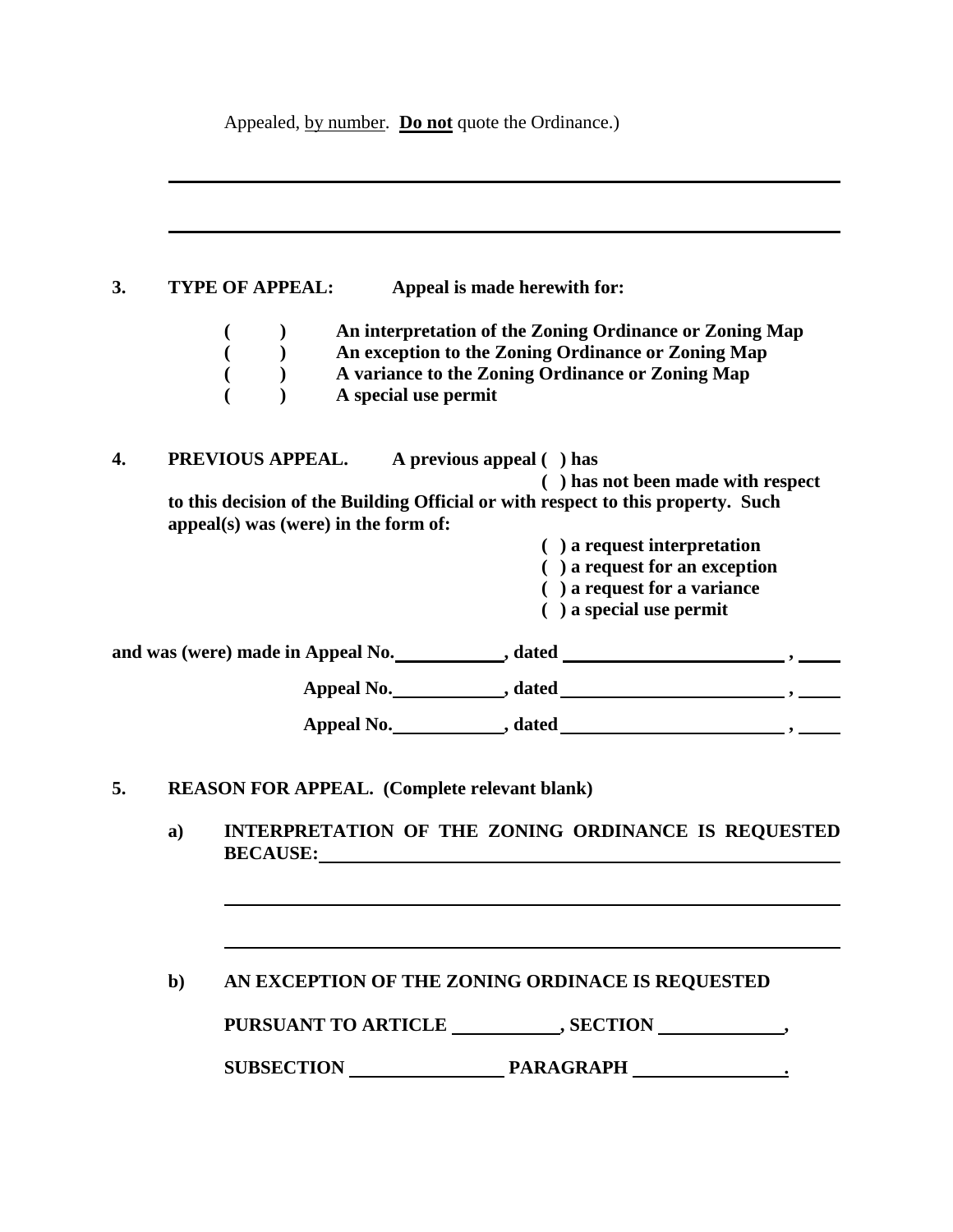Appealed, by number. **Do not** quote the Ordinance.)

\_\_\_\_\_\_\_\_\_\_\_\_\_\_\_\_\_\_\_\_\_\_\_\_\_\_\_\_\_\_\_\_\_\_\_\_\_\_\_\_\_\_\_\_\_\_\_\_\_\_\_\_\_\_\_\_\_\_\_\_

\_\_\_\_\_\_\_\_\_\_\_\_\_\_\_\_\_\_\_\_\_\_\_\_\_\_\_\_\_\_\_\_\_\_\_\_\_\_\_\_\_\_\_\_\_\_\_\_\_\_\_\_\_\_\_\_\_\_\_\_

**3. TYPE OF APPEAL: Appeal is made herewith for:**

**( ) An interpretation of the Zoning Ordinance or Zoning Map**
**( ) An exception to the Zoning Ordinance or Zoning Map**
**( ) A variance to the Zoning Ordinance or Zoning Map**
**( ) A special use permit**

**4. PREVIOUS APPEAL. A previous appeal ( ) has**
**( ) has not been made with respect to this decision of the Building Official or with respect to this property. Such appeal(s) was (were) in the form of:**

**( ) a request interpretation**
**( ) a request for an exception**
**( ) a request for a variance**
**( ) a special use permit**

**and was (were) made in Appeal No.\_\_\_\_\_\_\_\_\_\_, dated \_\_\_\_\_\_\_\_\_\_\_\_\_\_\_\_\_\_\_\_, \_\_\_\_**

**Appeal No.\_\_\_\_\_\_\_\_\_\_, dated \_\_\_\_\_\_\_\_\_\_\_\_\_\_\_\_\_\_\_\_, \_\_\_\_**

**Appeal No.\_\_\_\_\_\_\_\_\_\_, dated \_\_\_\_\_\_\_\_\_\_\_\_\_\_\_\_\_\_\_\_, \_\_\_\_**

**5. REASON FOR APPEAL. (Complete relevant blank)**

**a) INTERPRETATION OF THE ZONING ORDINANCE IS REQUESTED BECAUSE:**\_\_\_\_\_\_\_\_\_\_\_\_\_\_\_\_\_\_\_\_\_\_\_\_\_\_\_\_\_\_\_\_\_\_\_\_\_\_\_\_\_\_\_\_

\_\_\_\_\_\_\_\_\_\_\_\_\_\_\_\_\_\_\_\_\_\_\_\_\_\_\_\_\_\_\_\_\_\_\_\_\_\_\_\_\_\_\_\_\_\_\_\_\_\_\_\_\_\_\_\_

\_\_\_\_\_\_\_\_\_\_\_\_\_\_\_\_\_\_\_\_\_\_\_\_\_\_\_\_\_\_\_\_\_\_\_\_\_\_\_\_\_\_\_\_\_\_\_\_\_\_\_\_\_\_\_\_

**b) AN EXCEPTION OF THE ZONING ORDINACE IS REQUESTED**

**PURSUANT TO ARTICLE \_\_\_\_\_\_\_\_\_\_, SECTION \_\_\_\_\_\_\_\_\_\_\_\_,**

**SUBSECTION \_\_\_\_\_\_\_\_\_\_\_\_\_\_ PARAGRAPH \_\_\_\_\_\_\_\_\_\_\_\_\_\_.**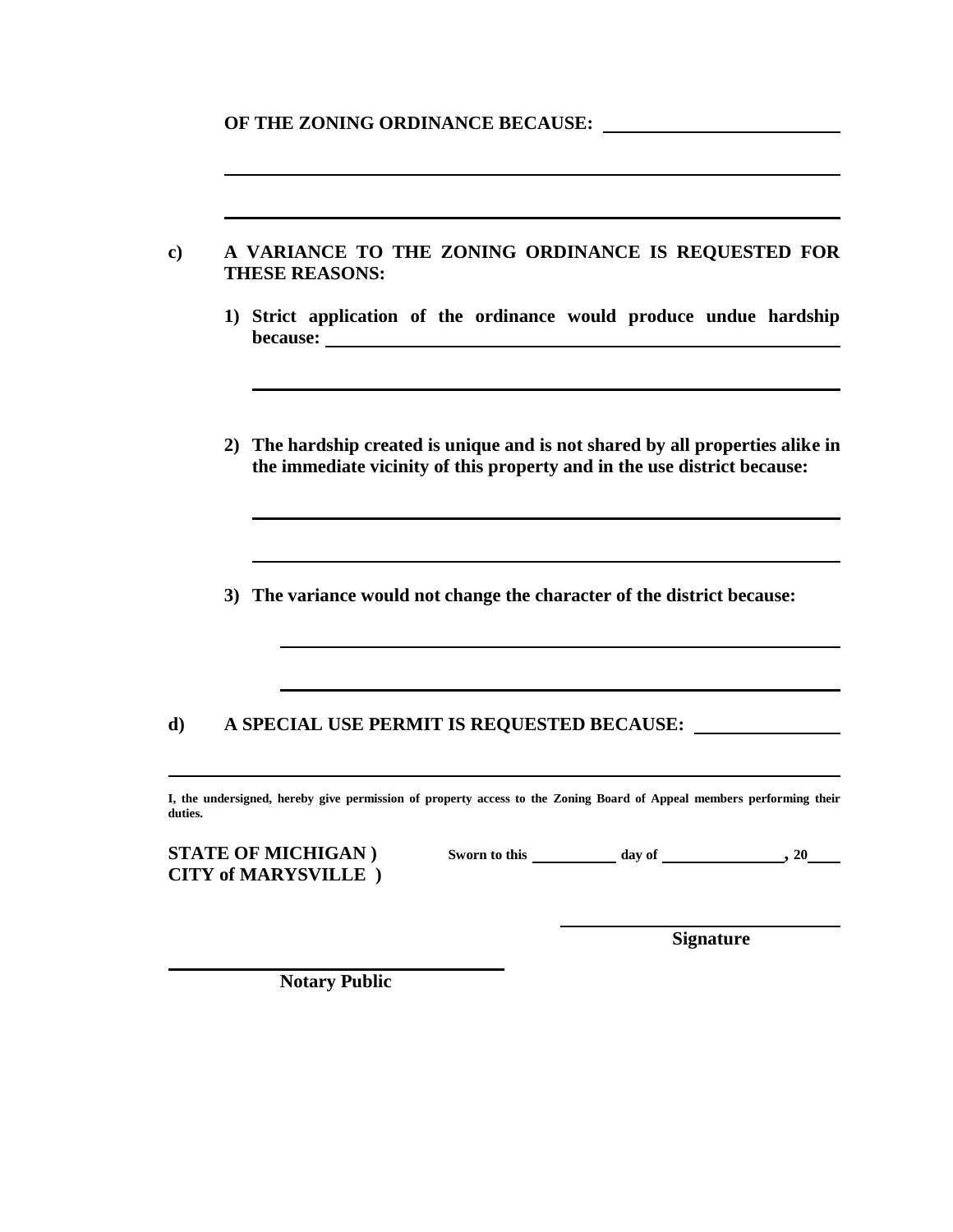**OF THE ZONING ORDINANCE BECAUSE:** ____________________

______________________________________________________________

______________________________________________________________

**c) A VARIANCE TO THE ZONING ORDINANCE IS REQUESTED FOR THESE REASONS:**

**1) Strict application of the ordinance would produce undue hardship because:** ____________________

______________________________________________________________

**2) The hardship created is unique and is not shared by all properties alike in the immediate vicinity of this property and in the use district because:**

______________________________________________________________

______________________________________________________________

**3) The variance would not change the character of the district because:**

______________________________________________________________

______________________________________________________________

**d) A SPECIAL USE PERMIT IS REQUESTED BECAUSE:** ____________________

______________________________________________________________

**I, the undersigned, hereby give permission of property access to the Zoning Board of Appeal members performing their duties.**

**STATE OF MICHIGAN )**
**CITY of MARYSVILLE )**

**Sworn to this ________ day of ____________, 20____**

____________________
**Signature**

____________________
**Notary Public**